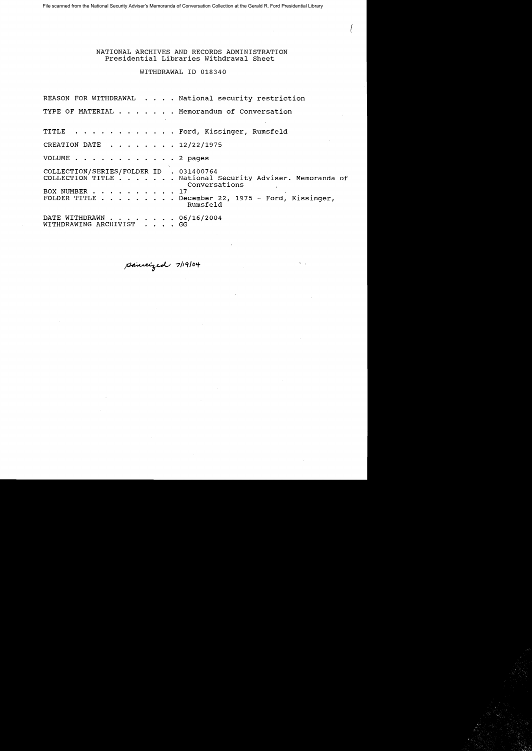File scanned from the National Security Adviser's Memoranda of Conversation Collection at the Gerald R. Ford Presidential Library

NATIONAL ARCHIVES AND RECORDS ADMINISTRATION
Presidential Libraries Withdrawal Sheet

WITHDRAWAL ID 018340

REASON FOR WITHDRAWAL . . . . National security restriction

TYPE OF MATERIAL . . . . . . . Memorandum of Conversation

TITLE . . . . . . . . . . . . Ford, Kissinger, Rumsfeld

CREATION DATE . . . . . . . . 12/22/1975

VOLUME . . . . . . . . . . . . 2 pages

COLLECTION/SERIES/FOLDER ID . 031400764
COLLECTION TITLE . . . . . . . National Security Adviser. Memoranda of Conversations
BOX NUMBER . . . . . . . . . . 17
FOLDER TITLE . . . . . . . . . December 22, 1975 - Ford, Kissinger, Rumsfeld

DATE WITHDRAWN . . . . . . . . 06/16/2004
WITHDRAWING ARCHIVIST . . . . GG

sanitized 7/19/04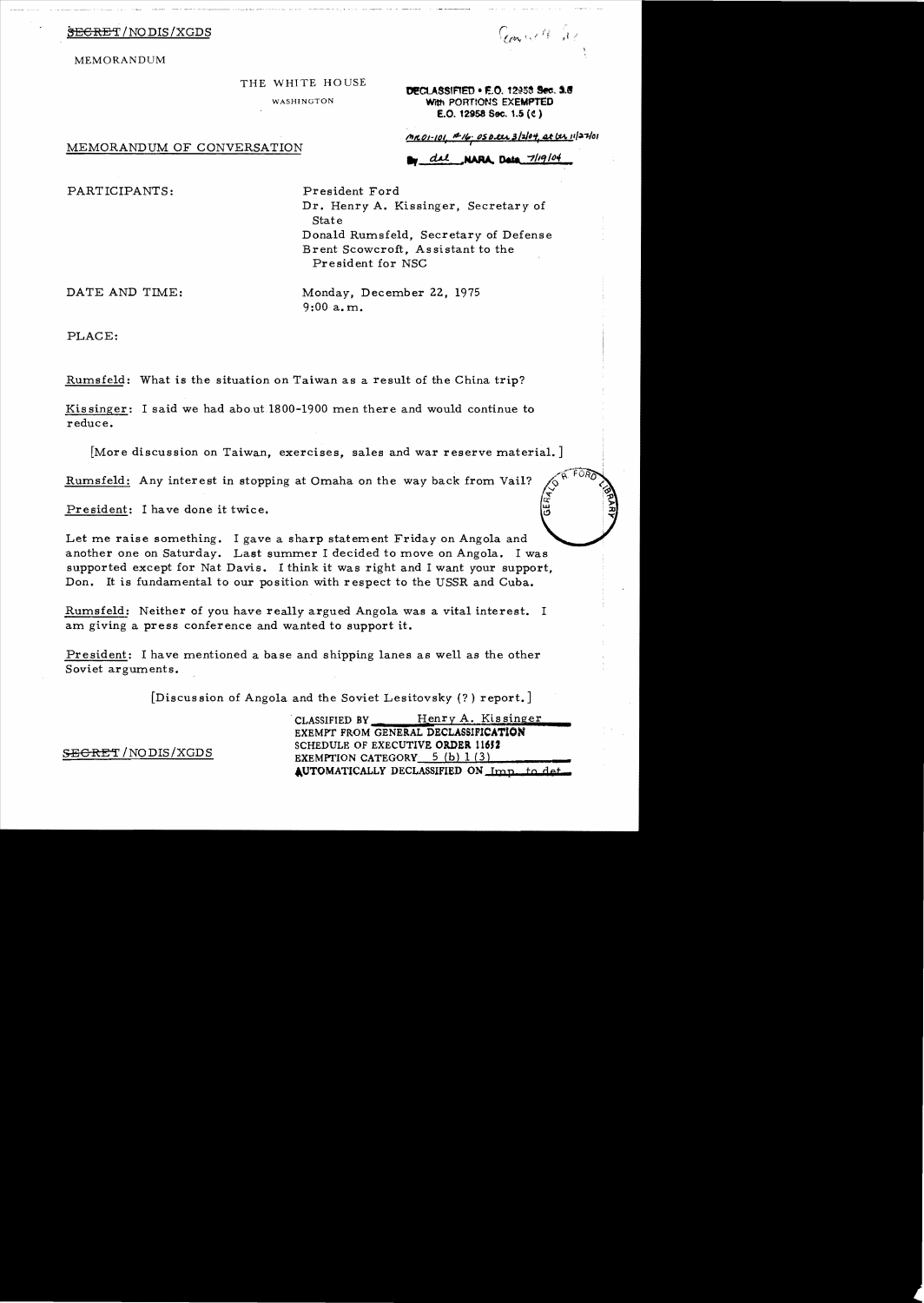SECRET/NODIS/XGDS

MEMORANDUM

THE WHITE HOUSE

WASHINGTON

DECLASSIFIED • E.O. 12958 Sec. 3.6
With PORTIONS EXEMPTED
E.O. 12958 Sec. 1.5 (c)

MR 01-101, #16; OSD ltr 3/3/04, at ltr 11/27/01

By dal NARA, Date 7/19/04

MEMORANDUM OF CONVERSATION

PARTICIPANTS: President Ford
Dr. Henry A. Kissinger, Secretary of State
Donald Rumsfeld, Secretary of Defense
Brent Scowcroft, Assistant to the President for NSC

DATE AND TIME: Monday, December 22, 1975
9:00 a.m.

PLACE:

Rumsfeld: What is the situation on Taiwan as a result of the China trip?

Kissinger: I said we had about 1800-1900 men there and would continue to reduce.

[More discussion on Taiwan, exercises, sales and war reserve material.]

Rumsfeld: Any interest in stopping at Omaha on the way back from Vail?

President: I have done it twice.

Let me raise something. I gave a sharp statement Friday on Angola and another one on Saturday. Last summer I decided to move on Angola. I was supported except for Nat Davis. I think it was right and I want your support, Don. It is fundamental to our position with respect to the USSR and Cuba.

Rumsfeld: Neither of you have really argued Angola was a vital interest. I am giving a press conference and wanted to support it.

President: I have mentioned a base and shipping lanes as well as the other Soviet arguments.

[Discussion of Angola and the Soviet Lesitovsky (?) report.]

CLASSIFIED BY Henry A. Kissinger
EXEMPT FROM GENERAL DECLASSIFICATION
SCHEDULE OF EXECUTIVE ORDER 11652
EXEMPTION CATEGORY 5 (b) 1 (3)
AUTOMATICALLY DECLASSIFIED ON Imp. to det.

SECRET/NODIS/XGDS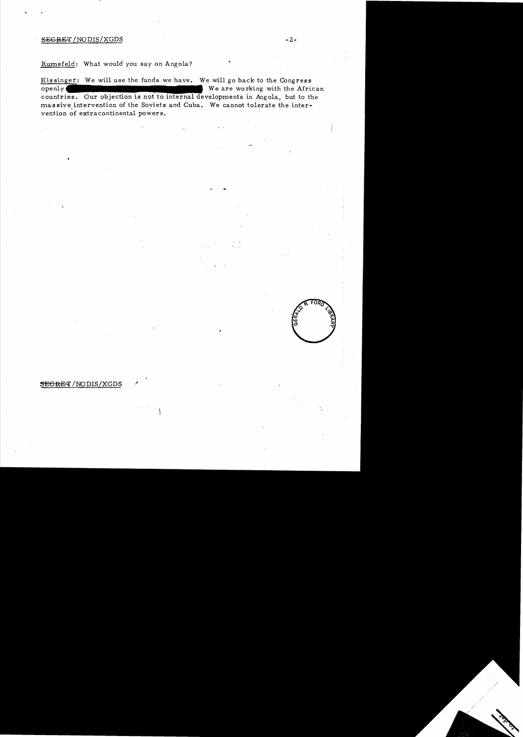Rumsfeld: What would you say on Angola?

Kissinger: We will use the funds we have. We will go back to the Congress openly [redacted] We are working with the African countries. Our objection is not to internal developments in Angola, but to the massive intervention of the Soviets and Cuba. We cannot tolerate the intervention of extracontinental powers.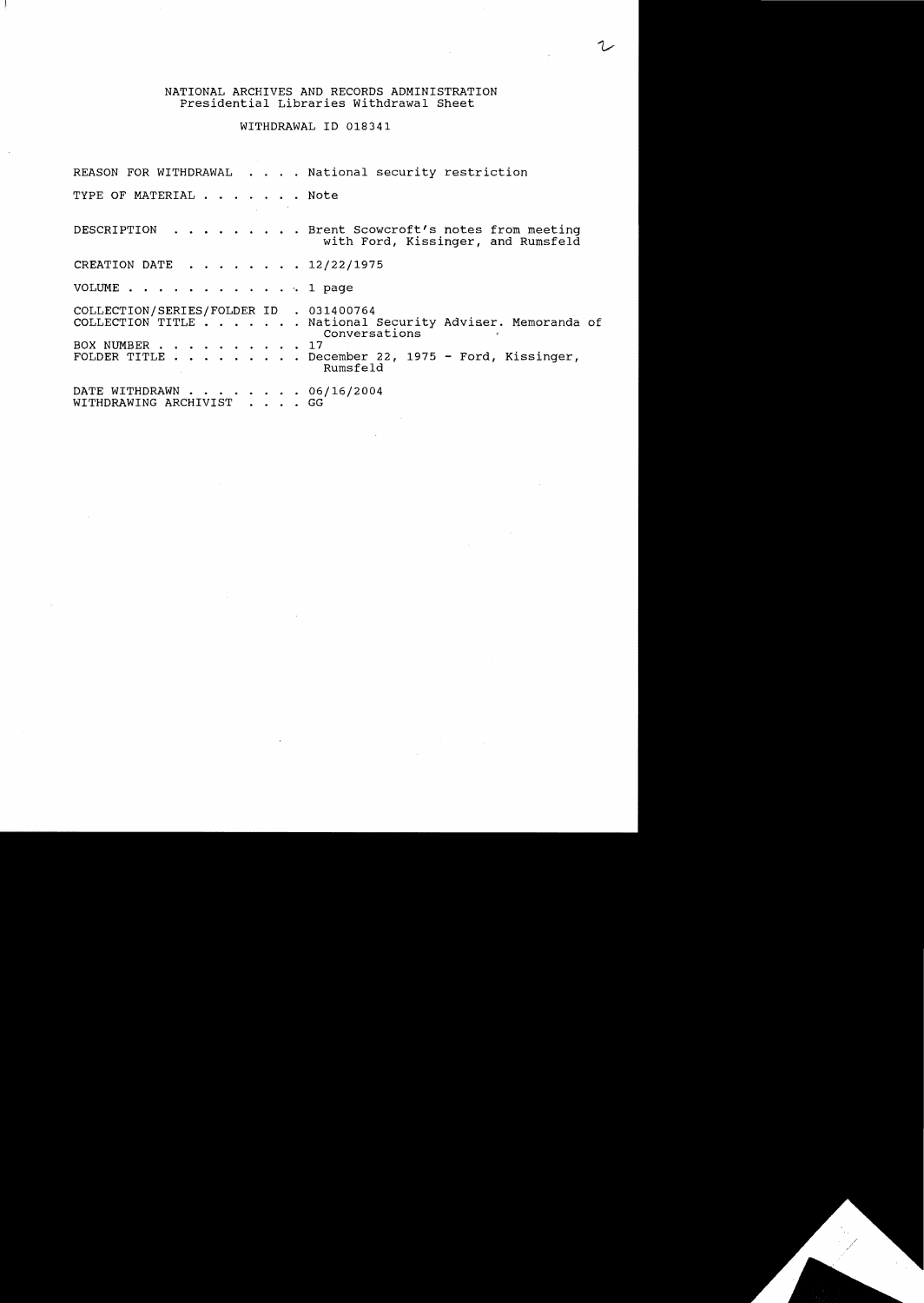NATIONAL ARCHIVES AND RECORDS ADMINISTRATION
Presidential Libraries Withdrawal Sheet

WITHDRAWAL ID 018341

REASON FOR WITHDRAWAL . . . . National security restriction

TYPE OF MATERIAL . . . . . . . Note

DESCRIPTION . . . . . . . . . Brent Scowcroft's notes from meeting with Ford, Kissinger, and Rumsfeld

CREATION DATE . . . . . . . . 12/22/1975

VOLUME . . . . . . . . . . . . 1 page

COLLECTION/SERIES/FOLDER ID . 031400764
COLLECTION TITLE . . . . . . . National Security Adviser. Memoranda of Conversations
BOX NUMBER . . . . . . . . . . 17
FOLDER TITLE . . . . . . . . . December 22, 1975 - Ford, Kissinger, Rumsfeld

DATE WITHDRAWN . . . . . . . . 06/16/2004
WITHDRAWING ARCHIVIST . . . . GG